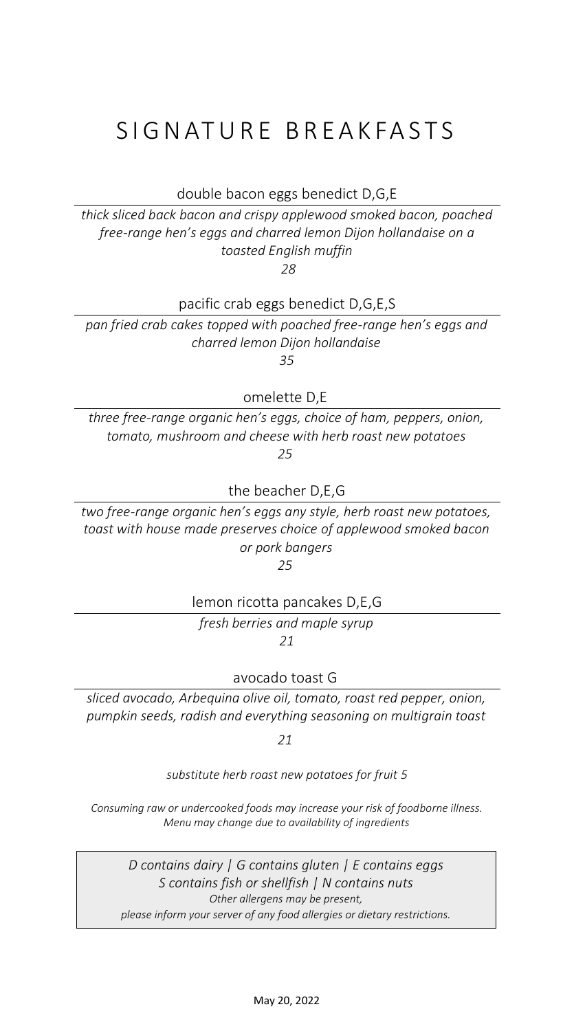# SIGNATURE BREAKFASTS

double bacon eggs benedict D,G,E

*thick sliced back bacon and crispy applewood smoked bacon, poached free-range hen's eggs and charred lemon Dijon hollandaise on a toasted English muffin*

*28*

pacific crab eggs benedict D,G,E,S

*pan fried crab cakes topped with poached free-range hen's eggs and charred lemon Dijon hollandaise*

*35*

omelette D,E

*three free-range organic hen's eggs, choice of ham, peppers, onion, tomato, mushroom and cheese with herb roast new potatoes*

*25*

the beacher D,E,G

*two free-range organic hen's eggs any style, herb roast new potatoes, toast with house made preserves choice of applewood smoked bacon or pork bangers*

*25*

lemon ricotta pancakes D,E,G

*fresh berries and maple syrup*

*21*

avocado toast G

*sliced avocado, Arbequina olive oil, tomato, roast red pepper, onion, pumpkin seeds, radish and everything seasoning on multigrain toast*

*21*

*substitute herb roast new potatoes for fruit 5*

*Consuming raw or undercooked foods may increase your risk of foodborne illness.*
*Menu may change due to availability of ingredients*

*D contains dairy | G contains gluten | E contains eggs*
*S contains fish or shellfish | N contains nuts*
*Other allergens may be present,*
*please inform your server of any food allergies or dietary restrictions.*

May 20, 2022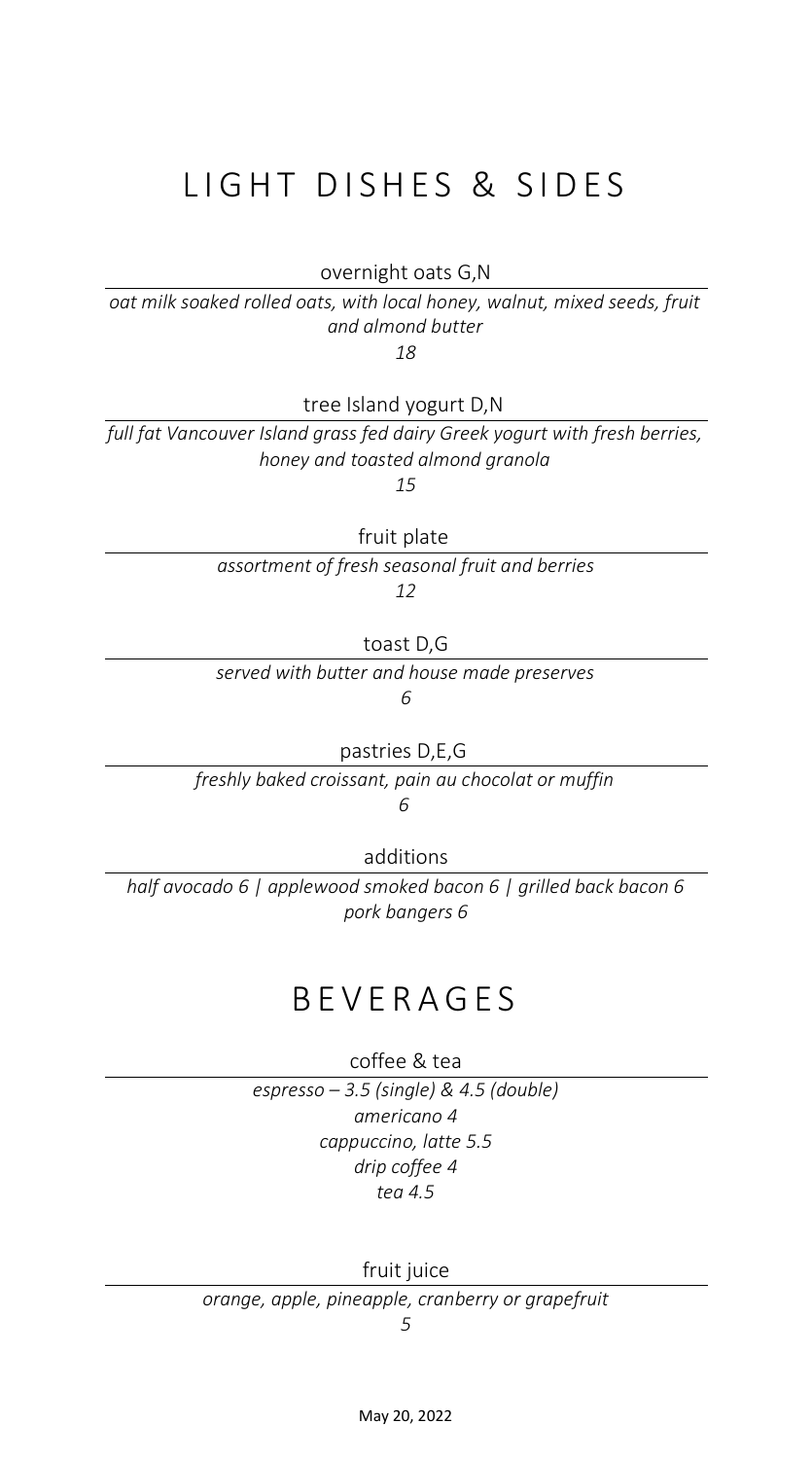# LIGHT DISHES & SIDES

overnight oats G,N

*oat milk soaked rolled oats, with local honey, walnut, mixed seeds, fruit and almond butter*

*18*

tree Island yogurt D,N

*full fat Vancouver Island grass fed dairy Greek yogurt with fresh berries, honey and toasted almond granola*

*15*

fruit plate

*assortment of fresh seasonal fruit and berries*

*12*

toast D,G

*served with butter and house made preserves*

*6*

pastries D,E,G

*freshly baked croissant, pain au chocolat or muffin*

*6*

additions

*half avocado 6 | applewood smoked bacon 6 | grilled back bacon 6*
*pork bangers 6*

# BEVERAGES

coffee & tea

*espresso – 3.5 (single) & 4.5 (double)*
*americano 4*
*cappuccino, latte 5.5*
*drip coffee 4*
*tea 4.5*

fruit juice

*orange, apple, pineapple, cranberry or grapefruit*

*5*

May 20, 2022